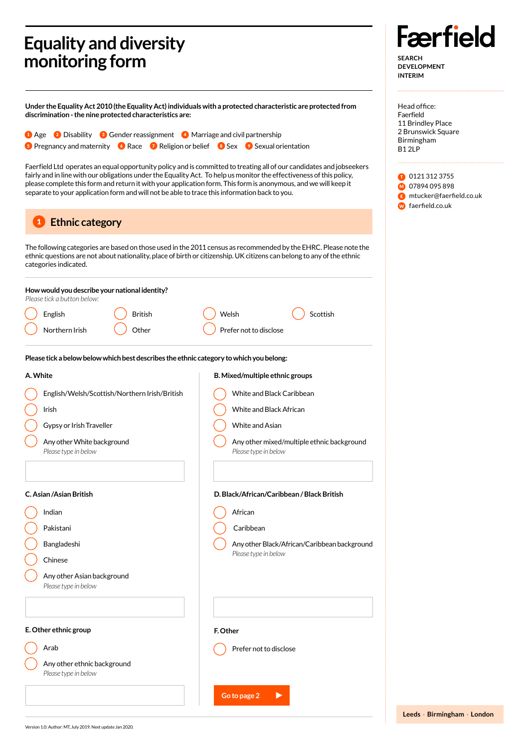# Equality and diversity monitoring form

**Fɶrfield**

**SEARCH**
**DEVELOPMENT**
**INTERIM**

Head office:
Faerfield
11 Brindley Place
2 Brunswick Square
Birmingham
B1 2LP

T 0121 312 3755
M 07894 095 898
E mtucker@faerfield.co.uk
W faerfield.co.uk

**Under the Equality Act 2010 (the Equality Act) individuals with a protected characteristic are protected from discrimination - the nine protected characteristics are:**

1 Age 2 Disability 3 Gender reassignment 4 Marriage and civil partnership
5 Pregnancy and maternity 6 Race 7 Religion or belief 8 Sex 9 Sexual orientation

Faerfield Ltd operates an equal opportunity policy and is committed to treating all of our candidates and jobseekers fairly and in line with our obligations under the Equality Act. To help us monitor the effectiveness of this policy, please complete this form and return it with your application form. This form is anonymous, and we will keep it separate to your application form and will not be able to trace this information back to you.

## 1 Ethnic category

The following categories are based on those used in the 2011 census as recommended by the EHRC. Please note the ethnic questions are not about nationality, place of birth or citizenship. UK citizens can belong to any of the ethnic categories indicated.

**How would you describe your national identity?**
*Please tick a button below:*

- ○ English
- ○ British
- ○ Welsh
- ○ Scottish
- ○ Northern Irish
- ○ Other
- ○ Prefer not to disclose

**Please tick a below below which best describes the ethnic category to which you belong:**

**A. White**

- ○ English/Welsh/Scottish/Northern Irish/British
- ○ Irish
- ○ Gypsy or Irish Traveller
- ○ Any other White background
  *Please type in below*

**B. Mixed/multiple ethnic groups**

- ○ White and Black Caribbean
- ○ White and Black African
- ○ White and Asian
- ○ Any other mixed/multiple ethnic background
  *Please type in below*

**C. Asian /Asian British**

- ○ Indian
- ○ Pakistani
- ○ Bangladeshi
- ○ Chinese
- ○ Any other Asian background
  *Please type in below*

**D. Black/African/Caribbean / Black British**

- ○ African
- ○ Caribbean
- ○ Any other Black/African/Caribbean background
  *Please type in below*

**E. Other ethnic group**

- ○ Arab
- ○ Any other ethnic background
  *Please type in below*

**F. Other**

- ○ Prefer not to disclose

Go to page 2 ▶

**Leeds · Birmingham · London**

Version 1.0: Author: MT, July 2019. Next update Jan 2020.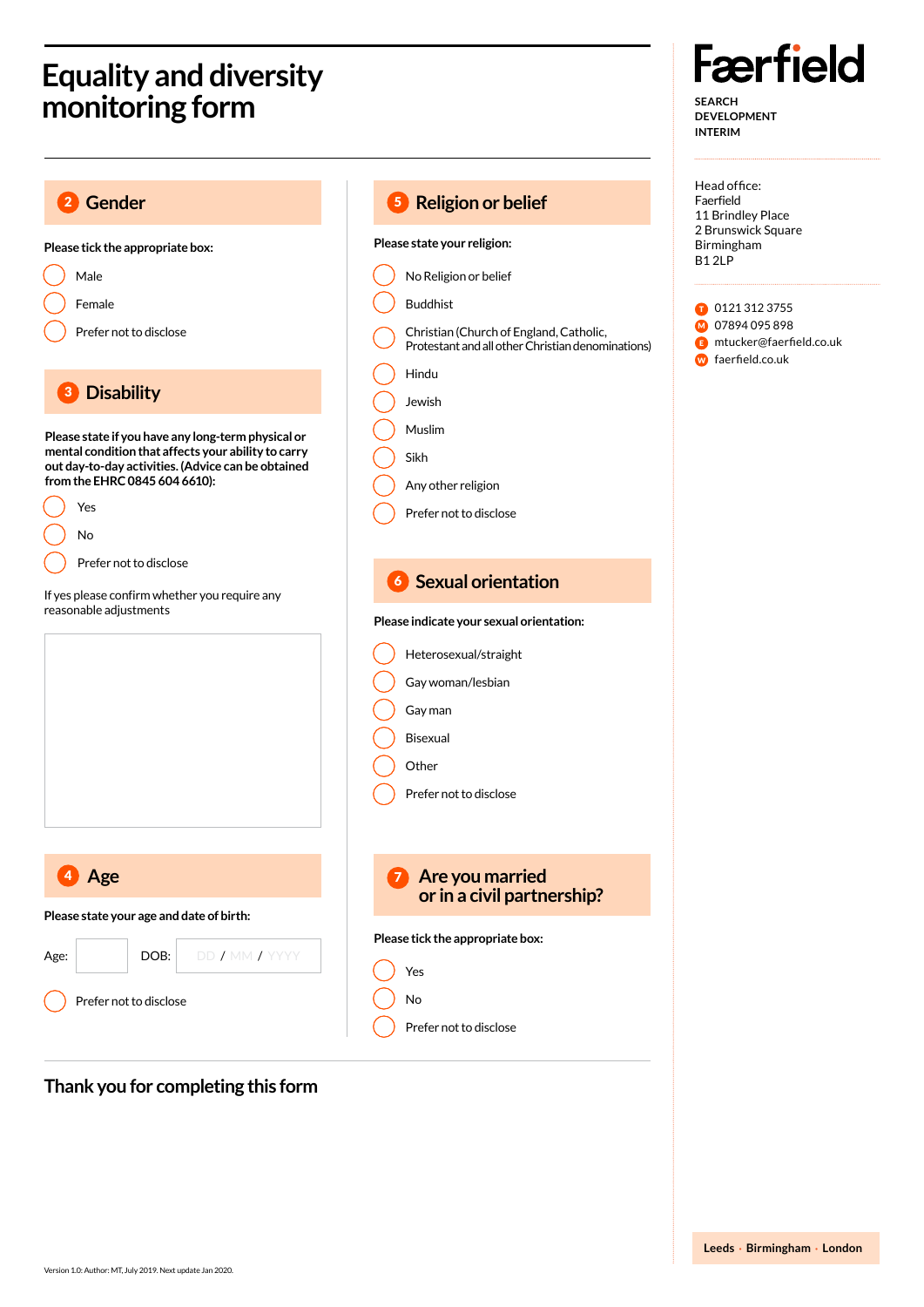# Equality and diversity monitoring form

**Færfield**

SEARCH
DEVELOPMENT
INTERIM

Head office:
Faerfield
11 Brindley Place
2 Brunswick Square
Birmingham
B1 2LP

T 0121 312 3755
M 07894 095 898
E mtucker@faerfield.co.uk
W faerfield.co.uk

## 2 Gender

**Please tick the appropriate box:**

- ◯ Male
- ◯ Female
- ◯ Prefer not to disclose

## 3 Disability

**Please state if you have any long-term physical or mental condition that affects your ability to carry out day-to-day activities. (Advice can be obtained from the EHRC 0845 604 6610):**

- ◯ Yes
- ◯ No
- ◯ Prefer not to disclose

If yes please confirm whether you require any reasonable adjustments

## 4 Age

**Please state your age and date of birth:**

Age: ______ DOB: DD / MM / YYYY

- ◯ Prefer not to disclose

## 5 Religion or belief

**Please state your religion:**

- ◯ No Religion or belief
- ◯ Buddhist
- ◯ Christian (Church of England, Catholic, Protestant and all other Christian denominations)
- ◯ Hindu
- ◯ Jewish
- ◯ Muslim
- ◯ Sikh
- ◯ Any other religion
- ◯ Prefer not to disclose

## 6 Sexual orientation

**Please indicate your sexual orientation:**

- ◯ Heterosexual/straight
- ◯ Gay woman/lesbian
- ◯ Gay man
- ◯ Bisexual
- ◯ Other
- ◯ Prefer not to disclose

## 7 Are you married or in a civil partnership?

**Please tick the appropriate box:**

- ◯ Yes
- ◯ No
- ◯ Prefer not to disclose

## Thank you for completing this form

**Leeds · Birmingham · London**

Version 1.0: Author: MT, July 2019. Next update Jan 2020.